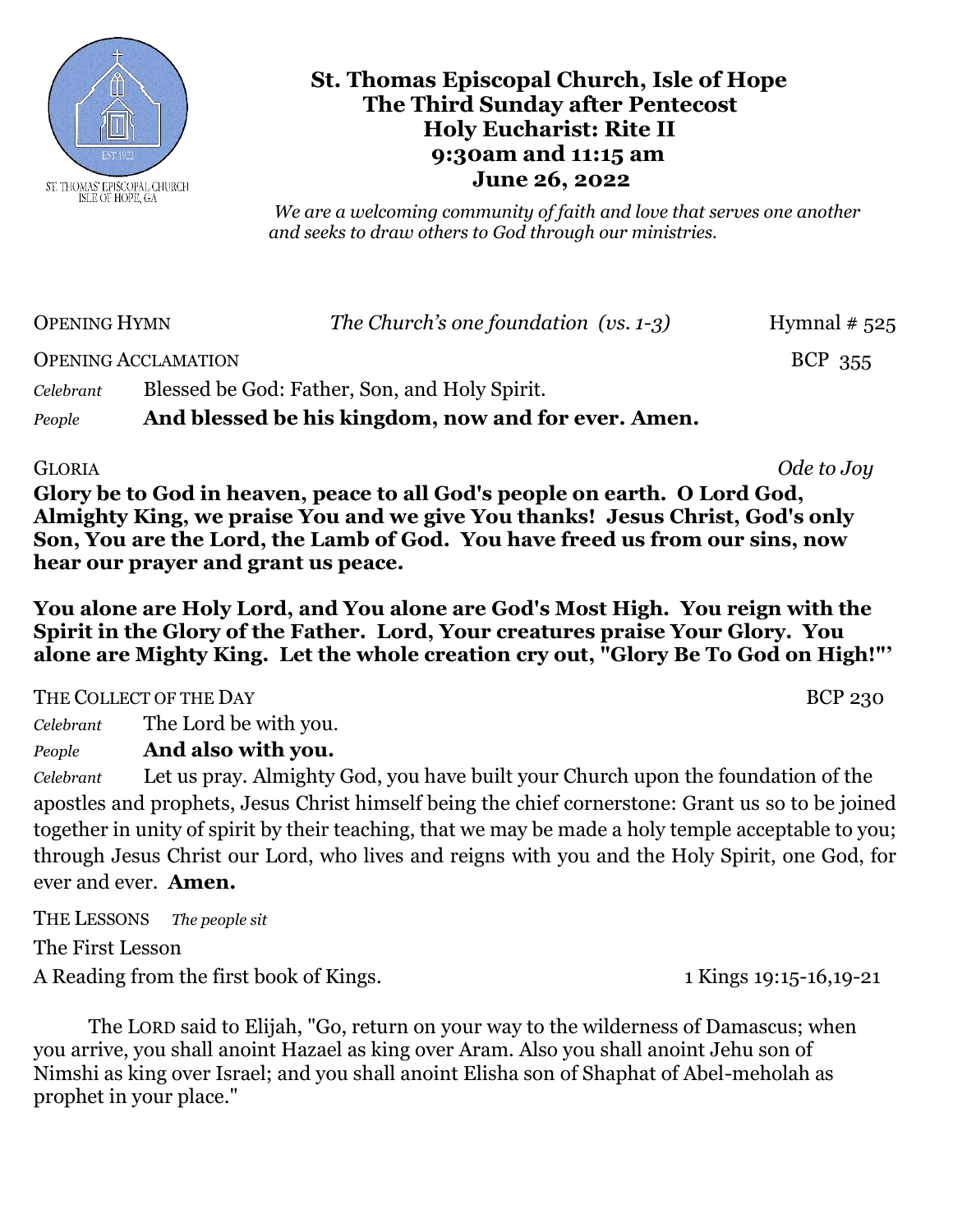# St. Thomas Episcopal Church, Isle of Hope
## The Third Sunday after Pentecost
## Holy Eucharist: Rite II
## 9:30am and 11:15 am
## June 26, 2022

*We are a welcoming community of faith and love that serves one another and seeks to draw others to God through our ministries.*

OPENING HYMN *The Church's one foundation (vs. 1-3)* Hymnal # 525

OPENING ACCLAMATION BCP 355

*Celebrant* Blessed be God: Father, Son, and Holy Spirit.

*People* **And blessed be his kingdom, now and for ever. Amen.**

GLORIA *Ode to Joy*

**Glory be to God in heaven, peace to all God's people on earth. O Lord God, Almighty King, we praise You and we give You thanks! Jesus Christ, God's only Son, You are the Lord, the Lamb of God. You have freed us from our sins, now hear our prayer and grant us peace.**

**You alone are Holy Lord, and You alone are God's Most High. You reign with the Spirit in the Glory of the Father. Lord, Your creatures praise Your Glory. You alone are Mighty King. Let the whole creation cry out, "Glory Be To God on High!"'**

THE COLLECT OF THE DAY BCP 230

*Celebrant* The Lord be with you.

*People* **And also with you.**

*Celebrant* Let us pray. Almighty God, you have built your Church upon the foundation of the apostles and prophets, Jesus Christ himself being the chief cornerstone: Grant us so to be joined together in unity of spirit by their teaching, that we may be made a holy temple acceptable to you; through Jesus Christ our Lord, who lives and reigns with you and the Holy Spirit, one God, for ever and ever. **Amen.**

THE LESSONS *The people sit*

The First Lesson

A Reading from the first book of Kings. 1 Kings 19:15-16,19-21

The LORD said to Elijah, "Go, return on your way to the wilderness of Damascus; when you arrive, you shall anoint Hazael as king over Aram. Also you shall anoint Jehu son of Nimshi as king over Israel; and you shall anoint Elisha son of Shaphat of Abel-meholah as prophet in your place."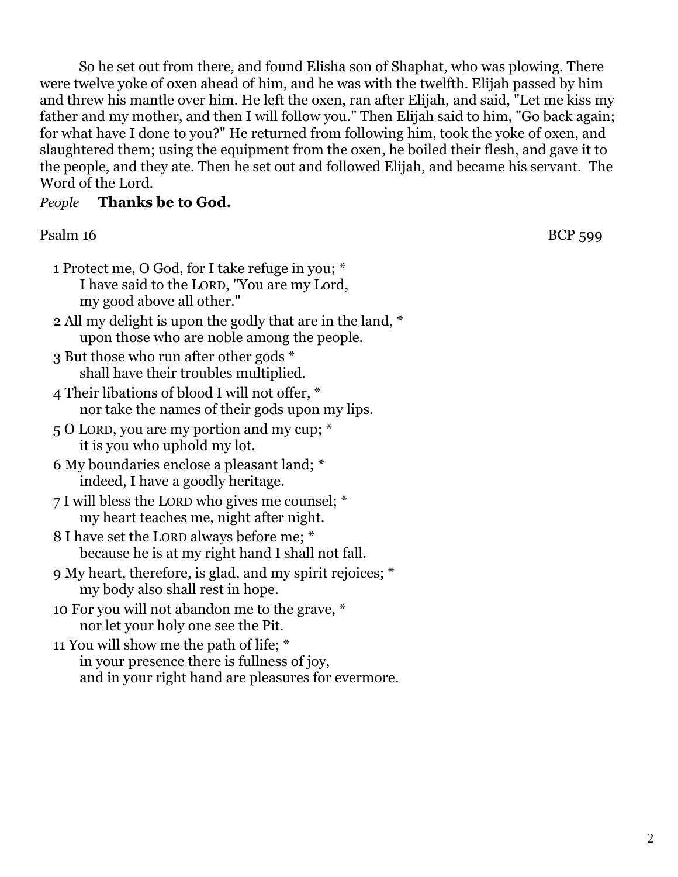So he set out from there, and found Elisha son of Shaphat, who was plowing. There were twelve yoke of oxen ahead of him, and he was with the twelfth. Elijah passed by him and threw his mantle over him. He left the oxen, ran after Elijah, and said, "Let me kiss my father and my mother, and then I will follow you." Then Elijah said to him, "Go back again; for what have I done to you?" He returned from following him, took the yoke of oxen, and slaughtered them; using the equipment from the oxen, he boiled their flesh, and gave it to the people, and they ate. Then he set out and followed Elijah, and became his servant. The Word of the Lord.

*People* **Thanks be to God.**

Psalm 16 BCP 599

1 Protect me, O God, for I take refuge in you; *
  I have said to the LORD, "You are my Lord,
  my good above all other."

2 All my delight is upon the godly that are in the land, *
  upon those who are noble among the people.

3 But those who run after other gods *
  shall have their troubles multiplied.

4 Their libations of blood I will not offer, *
  nor take the names of their gods upon my lips.

5 O LORD, you are my portion and my cup; *
  it is you who uphold my lot.

6 My boundaries enclose a pleasant land; *
  indeed, I have a goodly heritage.

7 I will bless the LORD who gives me counsel; *
  my heart teaches me, night after night.

8 I have set the LORD always before me; *
  because he is at my right hand I shall not fall.

9 My heart, therefore, is glad, and my spirit rejoices; *
  my body also shall rest in hope.

10 For you will not abandon me to the grave, *
  nor let your holy one see the Pit.

11 You will show me the path of life; *
  in your presence there is fullness of joy,
  and in your right hand are pleasures for evermore.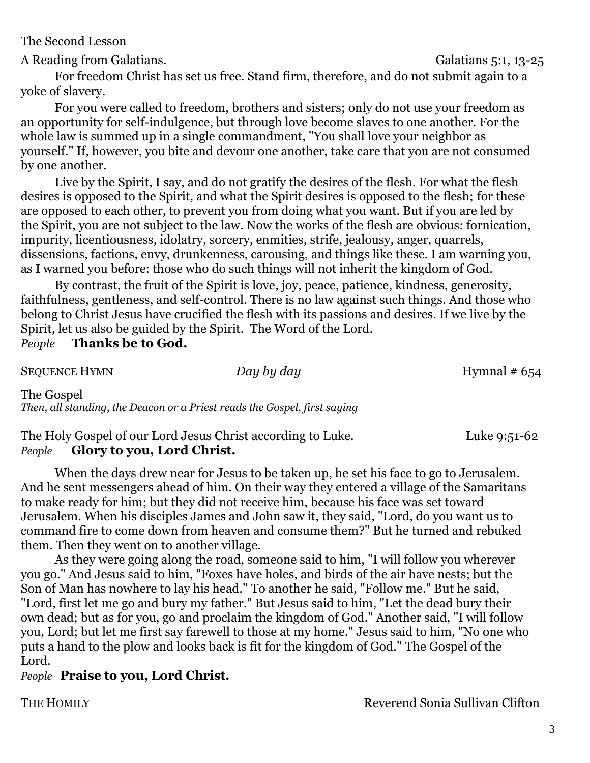The Second Lesson

A Reading from Galatians. Galatians 5:1, 13-25

For freedom Christ has set us free. Stand firm, therefore, and do not submit again to a yoke of slavery.

For you were called to freedom, brothers and sisters; only do not use your freedom as an opportunity for self-indulgence, but through love become slaves to one another. For the whole law is summed up in a single commandment, "You shall love your neighbor as yourself." If, however, you bite and devour one another, take care that you are not consumed by one another.

Live by the Spirit, I say, and do not gratify the desires of the flesh. For what the flesh desires is opposed to the Spirit, and what the Spirit desires is opposed to the flesh; for these are opposed to each other, to prevent you from doing what you want. But if you are led by the Spirit, you are not subject to the law. Now the works of the flesh are obvious: fornication, impurity, licentiousness, idolatry, sorcery, enmities, strife, jealousy, anger, quarrels, dissensions, factions, envy, drunkenness, carousing, and things like these. I am warning you, as I warned you before: those who do such things will not inherit the kingdom of God.

By contrast, the fruit of the Spirit is love, joy, peace, patience, kindness, generosity, faithfulness, gentleness, and self-control. There is no law against such things. And those who belong to Christ Jesus have crucified the flesh with its passions and desires. If we live by the Spirit, let us also be guided by the Spirit. The Word of the Lord.

*People* **Thanks be to God.**

SEQUENCE HYMN *Day by day* Hymnal # 654

The Gospel

*Then, all standing, the Deacon or a Priest reads the Gospel, first saying*

The Holy Gospel of our Lord Jesus Christ according to Luke. Luke 9:51-62

*People* **Glory to you, Lord Christ.**

When the days drew near for Jesus to be taken up, he set his face to go to Jerusalem. And he sent messengers ahead of him. On their way they entered a village of the Samaritans to make ready for him; but they did not receive him, because his face was set toward Jerusalem. When his disciples James and John saw it, they said, "Lord, do you want us to command fire to come down from heaven and consume them?" But he turned and rebuked them. Then they went on to another village.

As they were going along the road, someone said to him, "I will follow you wherever you go." And Jesus said to him, "Foxes have holes, and birds of the air have nests; but the Son of Man has nowhere to lay his head." To another he said, "Follow me." But he said, "Lord, first let me go and bury my father." But Jesus said to him, "Let the dead bury their own dead; but as for you, go and proclaim the kingdom of God." Another said, "I will follow you, Lord; but let me first say farewell to those at my home." Jesus said to him, "No one who puts a hand to the plow and looks back is fit for the kingdom of God." The Gospel of the Lord.

*People* **Praise to you, Lord Christ.**

THE HOMILY Reverend Sonia Sullivan Clifton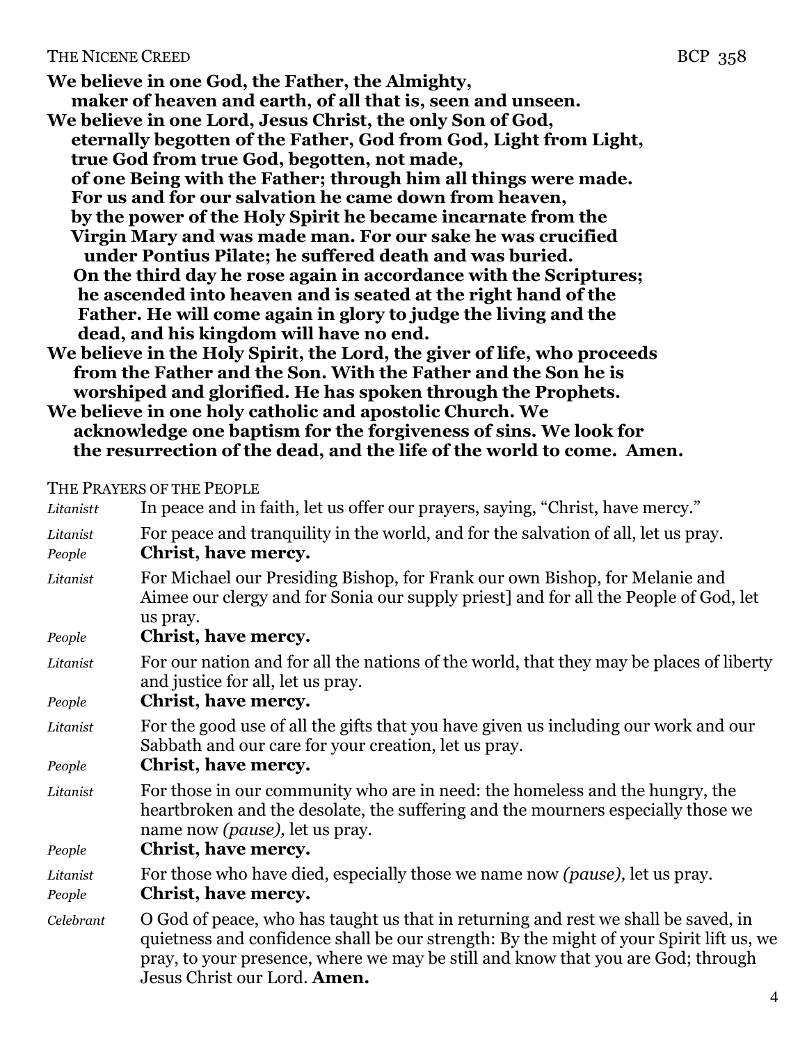## THE NICENE CREED BCP 358

**We believe in one God, the Father, the Almighty,**
**maker of heaven and earth, of all that is, seen and unseen.**
**We believe in one Lord, Jesus Christ, the only Son of God,**
**eternally begotten of the Father, God from God, Light from Light,**
**true God from true God, begotten, not made,**
**of one Being with the Father; through him all things were made.**
**For us and for our salvation he came down from heaven,**
**by the power of the Holy Spirit he became incarnate from the**
**Virgin Mary and was made man. For our sake he was crucified**
**under Pontius Pilate; he suffered death and was buried.**
**On the third day he rose again in accordance with the Scriptures;**
**he ascended into heaven and is seated at the right hand of the**
**Father. He will come again in glory to judge the living and the**
**dead, and his kingdom will have no end.**
**We believe in the Holy Spirit, the Lord, the giver of life, who proceeds**
**from the Father and the Son. With the Father and the Son he is**
**worshiped and glorified. He has spoken through the Prophets.**
**We believe in one holy catholic and apostolic Church. We**
**acknowledge one baptism for the forgiveness of sins. We look for**
**the resurrection of the dead, and the life of the world to come. Amen.**

## THE PRAYERS OF THE PEOPLE

*Litanistt* In peace and in faith, let us offer our prayers, saying, "Christ, have mercy."

*Litanist* For peace and tranquility in the world, and for the salvation of all, let us pray.
*People* **Christ, have mercy.**

*Litanist* For Michael our Presiding Bishop, for Frank our own Bishop, for Melanie and Aimee our clergy and for Sonia our supply priest] and for all the People of God, let us pray.
*People* **Christ, have mercy.**

*Litanist* For our nation and for all the nations of the world, that they may be places of liberty and justice for all, let us pray.
*People* **Christ, have mercy.**

*Litanist* For the good use of all the gifts that you have given us including our work and our Sabbath and our care for your creation, let us pray.
*People* **Christ, have mercy.**

*Litanist* For those in our community who are in need: the homeless and the hungry, the heartbroken and the desolate, the suffering and the mourners especially those we name now *(pause),* let us pray.
*People* **Christ, have mercy.**

*Litanist* For those who have died, especially those we name now *(pause),* let us pray.
*People* **Christ, have mercy.**

*Celebrant* O God of peace, who has taught us that in returning and rest we shall be saved, in quietness and confidence shall be our strength: By the might of your Spirit lift us, we pray, to your presence, where we may be still and know that you are God; through Jesus Christ our Lord. **Amen.**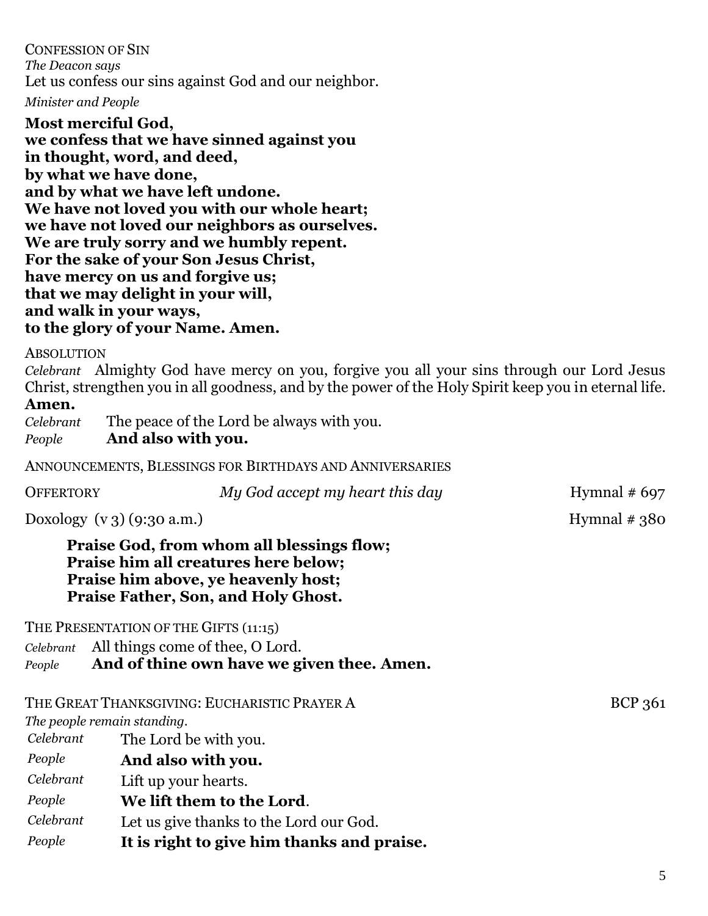CONFESSION OF SIN

*The Deacon says*

Let us confess our sins against God and our neighbor.

*Minister and People*

**Most merciful God,**
**we confess that we have sinned against you**
**in thought, word, and deed,**
**by what we have done,**
**and by what we have left undone.**
**We have not loved you with our whole heart;**
**we have not loved our neighbors as ourselves.**
**We are truly sorry and we humbly repent.**
**For the sake of your Son Jesus Christ,**
**have mercy on us and forgive us;**
**that we may delight in your will,**
**and walk in your ways,**
**to the glory of your Name. Amen.**

ABSOLUTION

*Celebrant* Almighty God have mercy on you, forgive you all your sins through our Lord Jesus Christ, strengthen you in all goodness, and by the power of the Holy Spirit keep you in eternal life. **Amen.**

*Celebrant* The peace of the Lord be always with you.
*People* **And also with you.**

ANNOUNCEMENTS, BLESSINGS FOR BIRTHDAYS AND ANNIVERSARIES

OFFERTORY *My God accept my heart this day* Hymnal # 697

Doxology (v 3) (9:30 a.m.) Hymnal # 380

**Praise God, from whom all blessings flow;**
**Praise him all creatures here below;**
**Praise him above, ye heavenly host;**
**Praise Father, Son, and Holy Ghost.**

THE PRESENTATION OF THE GIFTS (11:15)

*Celebrant* All things come of thee, O Lord.
*People* **And of thine own have we given thee. Amen.**

THE GREAT THANKSGIVING: EUCHARISTIC PRAYER A BCP 361

*The people remain standing.*

*Celebrant* The Lord be with you.
*People* **And also with you.**
*Celebrant* Lift up your hearts.
*People* **We lift them to the Lord**.
*Celebrant* Let us give thanks to the Lord our God.
*People* **It is right to give him thanks and praise.**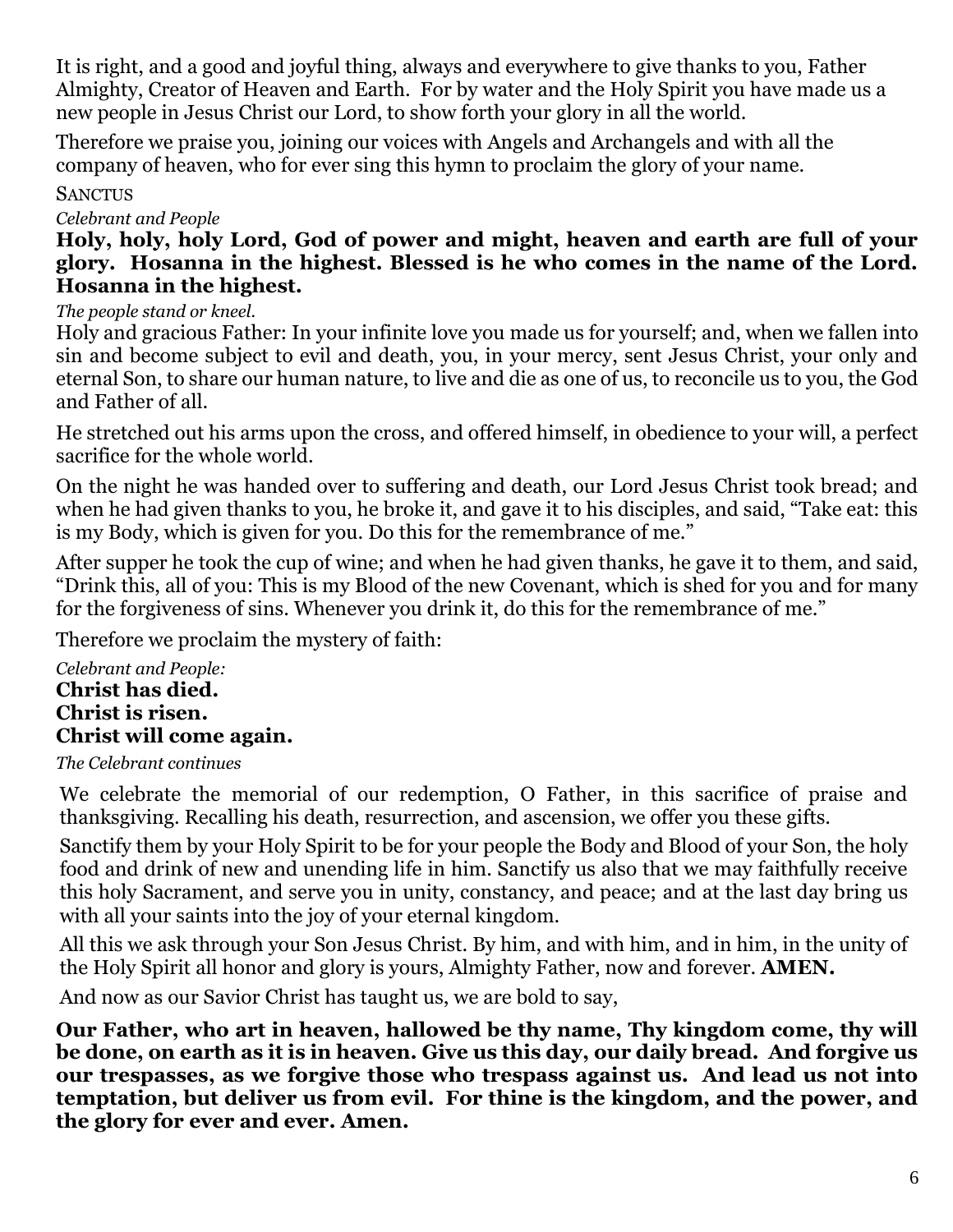It is right, and a good and joyful thing, always and everywhere to give thanks to you, Father Almighty, Creator of Heaven and Earth. For by water and the Holy Spirit you have made us a new people in Jesus Christ our Lord, to show forth your glory in all the world.

Therefore we praise you, joining our voices with Angels and Archangels and with all the company of heaven, who for ever sing this hymn to proclaim the glory of your name.

SANCTUS

*Celebrant and People*

**Holy, holy, holy Lord, God of power and might, heaven and earth are full of your glory. Hosanna in the highest. Blessed is he who comes in the name of the Lord. Hosanna in the highest.**

*The people stand or kneel.*

Holy and gracious Father: In your infinite love you made us for yourself; and, when we fallen into sin and become subject to evil and death, you, in your mercy, sent Jesus Christ, your only and eternal Son, to share our human nature, to live and die as one of us, to reconcile us to you, the God and Father of all.

He stretched out his arms upon the cross, and offered himself, in obedience to your will, a perfect sacrifice for the whole world.

On the night he was handed over to suffering and death, our Lord Jesus Christ took bread; and when he had given thanks to you, he broke it, and gave it to his disciples, and said, "Take eat: this is my Body, which is given for you. Do this for the remembrance of me."

After supper he took the cup of wine; and when he had given thanks, he gave it to them, and said, "Drink this, all of you: This is my Blood of the new Covenant, which is shed for you and for many for the forgiveness of sins. Whenever you drink it, do this for the remembrance of me."

Therefore we proclaim the mystery of faith:

*Celebrant and People:*

**Christ has died.**
**Christ is risen.**
**Christ will come again.**

*The Celebrant continues*

We celebrate the memorial of our redemption, O Father, in this sacrifice of praise and thanksgiving. Recalling his death, resurrection, and ascension, we offer you these gifts.

Sanctify them by your Holy Spirit to be for your people the Body and Blood of your Son, the holy food and drink of new and unending life in him. Sanctify us also that we may faithfully receive this holy Sacrament, and serve you in unity, constancy, and peace; and at the last day bring us with all your saints into the joy of your eternal kingdom.

All this we ask through your Son Jesus Christ. By him, and with him, and in him, in the unity of the Holy Spirit all honor and glory is yours, Almighty Father, now and forever. **AMEN.**

And now as our Savior Christ has taught us, we are bold to say,

**Our Father, who art in heaven, hallowed be thy name, Thy kingdom come, thy will be done, on earth as it is in heaven. Give us this day, our daily bread. And forgive us our trespasses, as we forgive those who trespass against us. And lead us not into temptation, but deliver us from evil. For thine is the kingdom, and the power, and the glory for ever and ever. Amen.**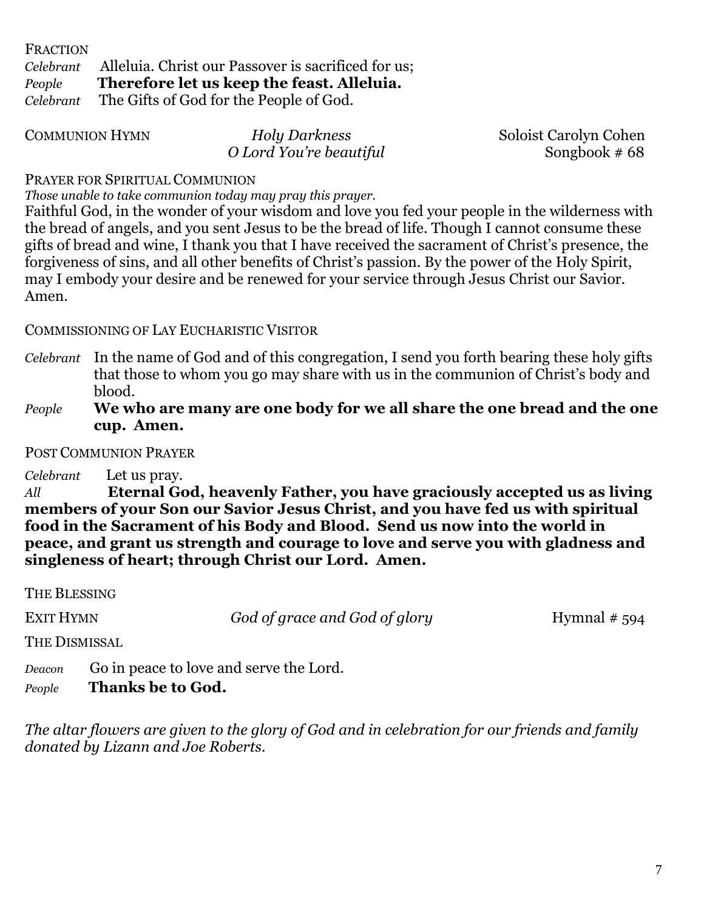FRACTION

*Celebrant* Alleluia. Christ our Passover is sacrificed for us;
*People* **Therefore let us keep the feast. Alleluia.**
*Celebrant* The Gifts of God for the People of God.

COMMUNION HYMN *Holy Darkness* Soloist Carolyn Cohen
*O Lord You're beautiful* Songbook # 68

PRAYER FOR SPIRITUAL COMMUNION

*Those unable to take communion today may pray this prayer.*

Faithful God, in the wonder of your wisdom and love you fed your people in the wilderness with the bread of angels, and you sent Jesus to be the bread of life. Though I cannot consume these gifts of bread and wine, I thank you that I have received the sacrament of Christ's presence, the forgiveness of sins, and all other benefits of Christ's passion. By the power of the Holy Spirit, may I embody your desire and be renewed for your service through Jesus Christ our Savior. Amen.

COMMISSIONING OF LAY EUCHARISTIC VISITOR

*Celebrant* In the name of God and of this congregation, I send you forth bearing these holy gifts that those to whom you go may share with us in the communion of Christ's body and blood.
*People* **We who are many are one body for we all share the one bread and the one cup. Amen.**

POST COMMUNION PRAYER

*Celebrant* Let us pray.
*All* **Eternal God, heavenly Father, you have graciously accepted us as living members of your Son our Savior Jesus Christ, and you have fed us with spiritual food in the Sacrament of his Body and Blood. Send us now into the world in peace, and grant us strength and courage to love and serve you with gladness and singleness of heart; through Christ our Lord. Amen.**

THE BLESSING

EXIT HYMN *God of grace and God of glory* Hymnal # 594

THE DISMISSAL

*Deacon* Go in peace to love and serve the Lord.
*People* **Thanks be to God.**

*The altar flowers are given to the glory of God and in celebration for our friends and family donated by Lizann and Joe Roberts.*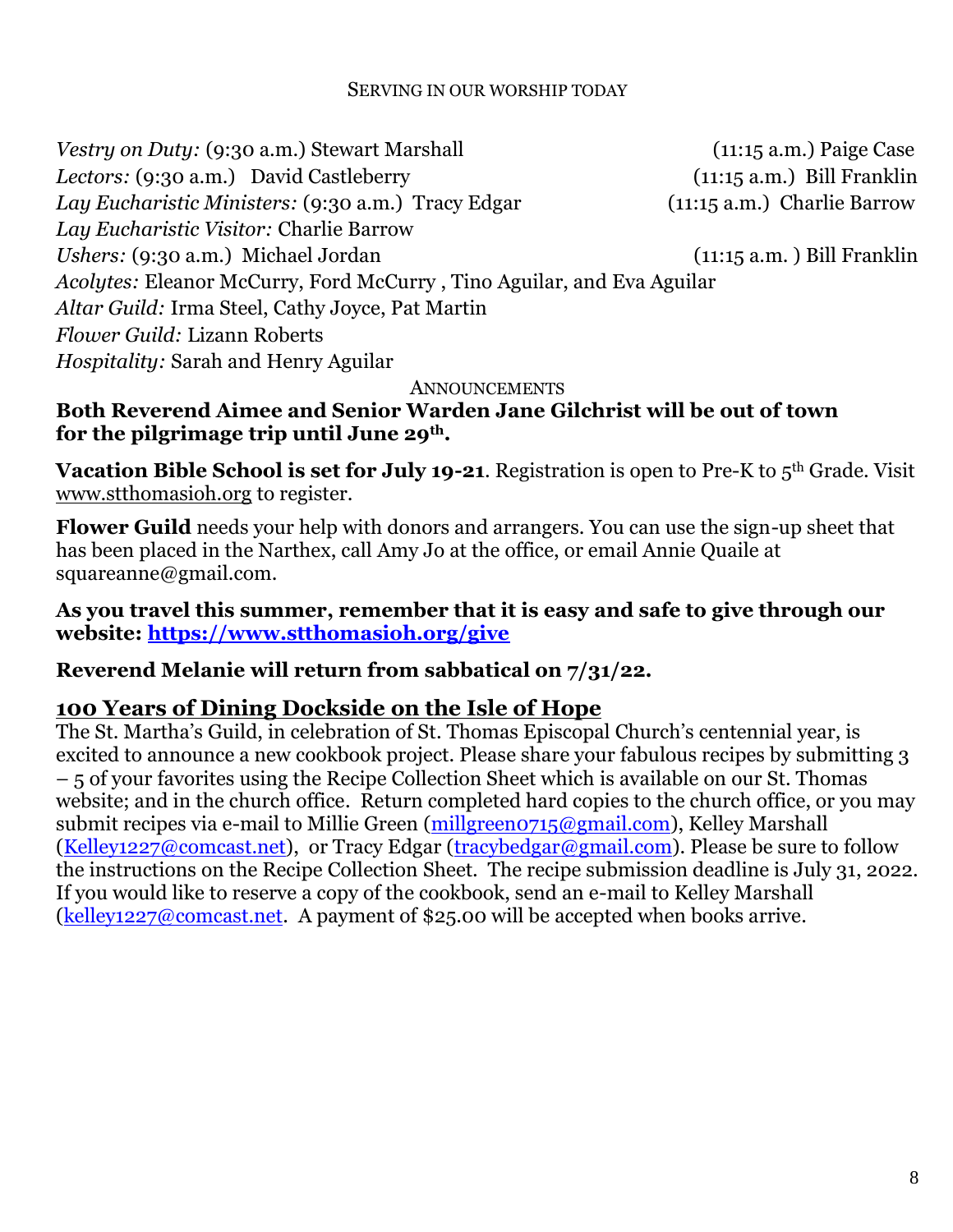SERVING IN OUR WORSHIP TODAY

*Vestry on Duty:* (9:30 a.m.) Stewart Marshall (11:15 a.m.) Paige Case
*Lectors:* (9:30 a.m.) David Castleberry (11:15 a.m.) Bill Franklin
*Lay Eucharistic Ministers:* (9:30 a.m.) Tracy Edgar (11:15 a.m.) Charlie Barrow
*Lay Eucharistic Visitor:* Charlie Barrow
*Ushers:* (9:30 a.m.) Michael Jordan (11:15 a.m. ) Bill Franklin
*Acolytes:* Eleanor McCurry, Ford McCurry , Tino Aguilar, and Eva Aguilar
*Altar Guild:* Irma Steel, Cathy Joyce, Pat Martin
*Flower Guild:* Lizann Roberts
*Hospitality:* Sarah and Henry Aguilar

ANNOUNCEMENTS

**Both Reverend Aimee and Senior Warden Jane Gilchrist will be out of town for the pilgrimage trip until June 29th.**

**Vacation Bible School is set for July 19-21**. Registration is open to Pre-K to 5th Grade. Visit www.stthomasioh.org to register.

**Flower Guild** needs your help with donors and arrangers. You can use the sign-up sheet that has been placed in the Narthex, call Amy Jo at the office, or email Annie Quaile at squareanne@gmail.com.

**As you travel this summer, remember that it is easy and safe to give through our website: https://www.stthomasioh.org/give**

**Reverend Melanie will return from sabbatical on 7/31/22.**

## 100 Years of Dining Dockside on the Isle of Hope

The St. Martha's Guild, in celebration of St. Thomas Episcopal Church's centennial year, is excited to announce a new cookbook project. Please share your fabulous recipes by submitting 3 – 5 of your favorites using the Recipe Collection Sheet which is available on our St. Thomas website; and in the church office. Return completed hard copies to the church office, or you may submit recipes via e-mail to Millie Green (millgreen0715@gmail.com), Kelley Marshall (Kelley1227@comcast.net), or Tracy Edgar (tracybedgar@gmail.com). Please be sure to follow the instructions on the Recipe Collection Sheet. The recipe submission deadline is July 31, 2022. If you would like to reserve a copy of the cookbook, send an e-mail to Kelley Marshall (kelley1227@comcast.net. A payment of $25.00 will be accepted when books arrive.